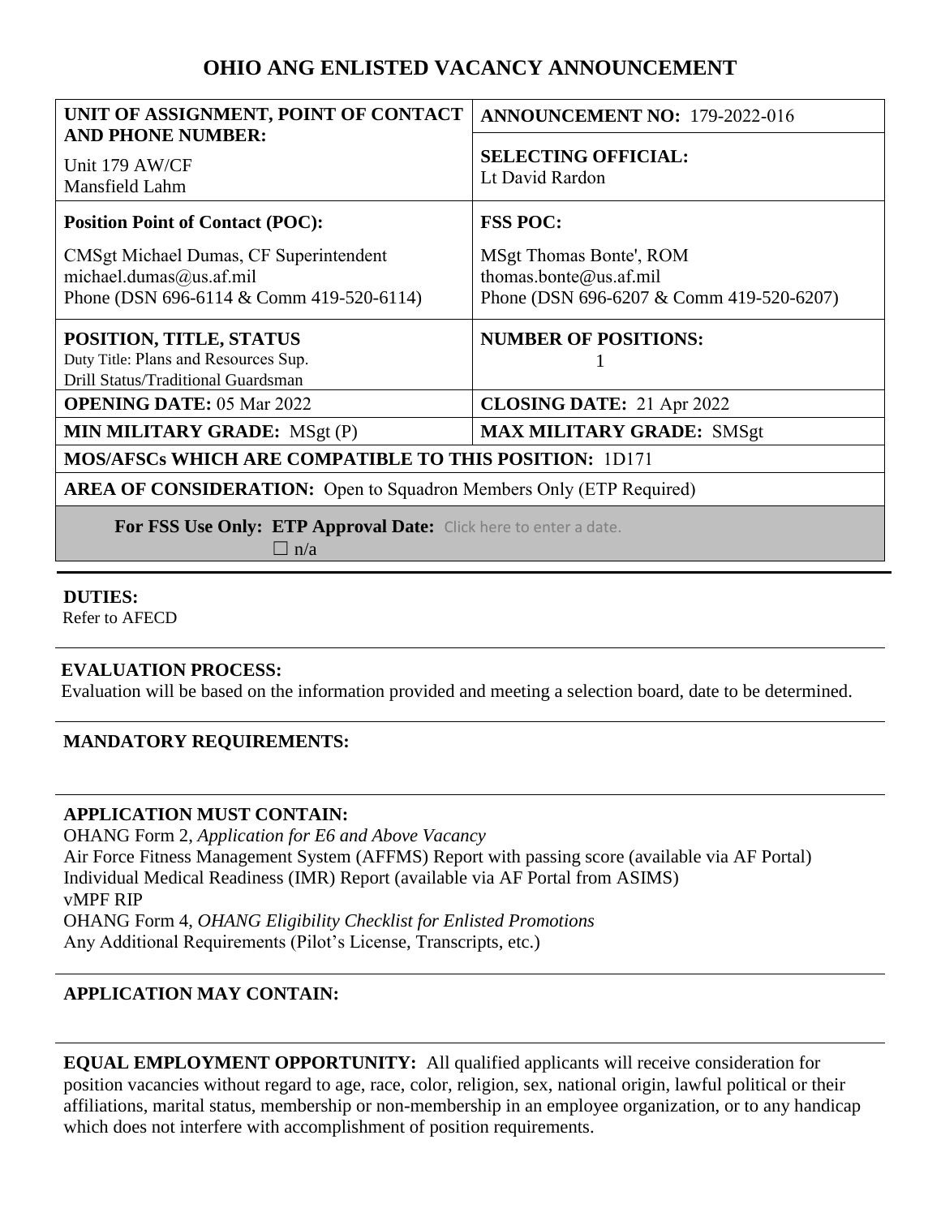# OHIO ANG ENLISTED VACANCY ANNOUNCEMENT

| **UNIT OF ASSIGNMENT, POINT OF CONTACT AND PHONE NUMBER:**<br>Unit 179 AW/CF<br>Mansfield Lahm | **ANNOUNCEMENT NO:** 179-2022-016<br><br>**SELECTING OFFICIAL:**<br>Lt David Rardon |
|---|---|
| **Position Point of Contact (POC):**<br>CMSgt Michael Dumas, CF Superintendent<br>michael.dumas@us.af.mil<br>Phone (DSN 696-6114 & Comm 419-520-6114) | **FSS POC:**<br>MSgt Thomas Bonte', ROM<br>thomas.bonte@us.af.mil<br>Phone (DSN 696-6207 & Comm 419-520-6207) |
| **POSITION, TITLE, STATUS**<br>Duty Title: Plans and Resources Sup.<br>Drill Status/Traditional Guardsman | **NUMBER OF POSITIONS:**<br>1 |
| **OPENING DATE:** 05 Mar 2022 | **CLOSING DATE:** 21 Apr 2022 |
| **MIN MILITARY GRADE:** MSgt (P) | **MAX MILITARY GRADE:** SMSgt |
| **MOS/AFSCs WHICH ARE COMPATIBLE TO THIS POSITION:** 1D171 | |
| **AREA OF CONSIDERATION:** Open to Squadron Members Only (ETP Required) | |
| **For FSS Use Only: ETP Approval Date:** Click here to enter a date.<br>☐ n/a | |

**DUTIES:**
Refer to AFECD

**EVALUATION PROCESS:**
Evaluation will be based on the information provided and meeting a selection board, date to be determined.

**MANDATORY REQUIREMENTS:**

**APPLICATION MUST CONTAIN:**
OHANG Form 2, *Application for E6 and Above Vacancy*
Air Force Fitness Management System (AFFMS) Report with passing score (available via AF Portal)
Individual Medical Readiness (IMR) Report (available via AF Portal from ASIMS)
vMPF RIP
OHANG Form 4, *OHANG Eligibility Checklist for Enlisted Promotions*
Any Additional Requirements (Pilot's License, Transcripts, etc.)

**APPLICATION MAY CONTAIN:**

**EQUAL EMPLOYMENT OPPORTUNITY:** All qualified applicants will receive consideration for position vacancies without regard to age, race, color, religion, sex, national origin, lawful political or their affiliations, marital status, membership or non-membership in an employee organization, or to any handicap which does not interfere with accomplishment of position requirements.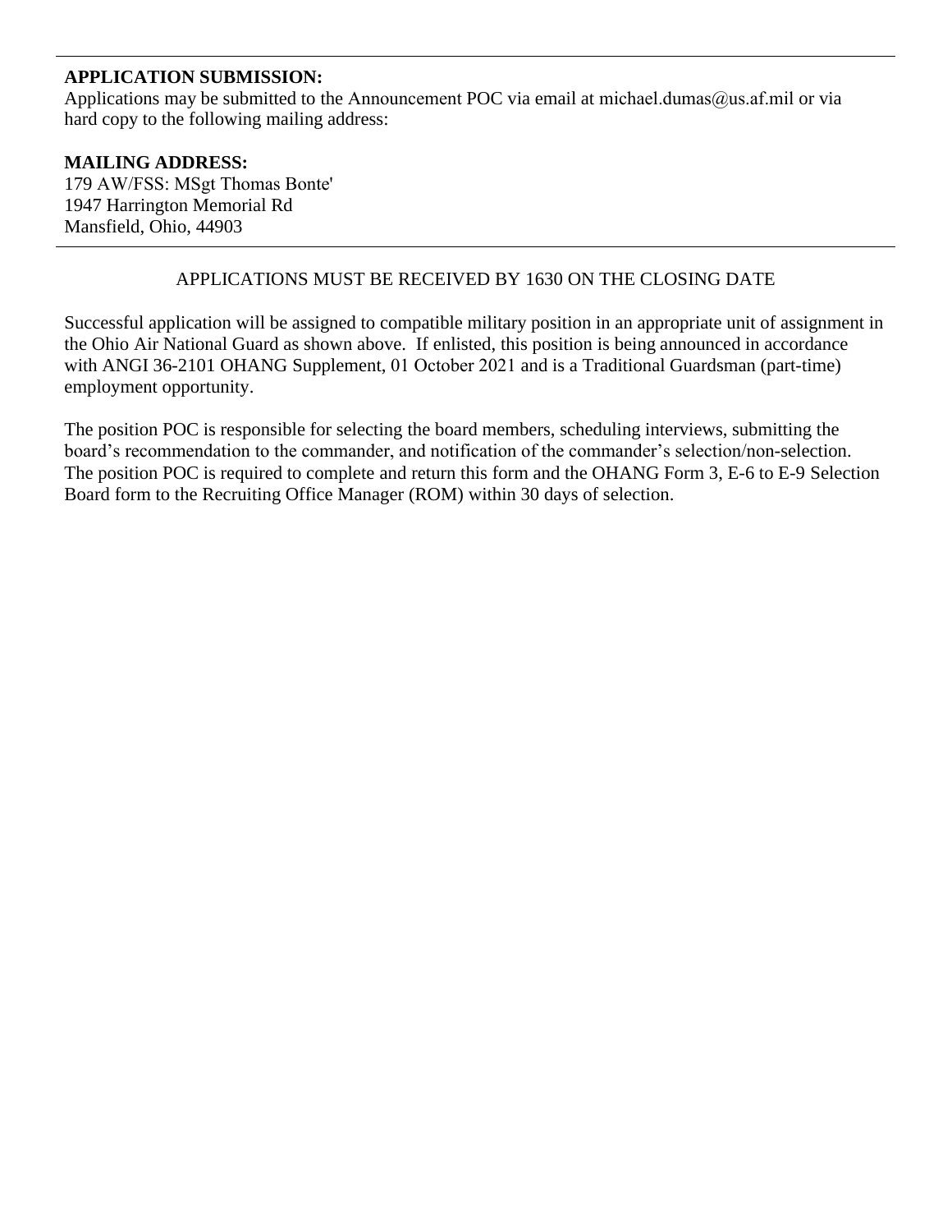**APPLICATION SUBMISSION:**
Applications may be submitted to the Announcement POC via email at michael.dumas@us.af.mil or via hard copy to the following mailing address:

**MAILING ADDRESS:**
179 AW/FSS: MSgt Thomas Bonte'
1947 Harrington Memorial Rd
Mansfield, Ohio, 44903

---

APPLICATIONS MUST BE RECEIVED BY 1630 ON THE CLOSING DATE

Successful application will be assigned to compatible military position in an appropriate unit of assignment in the Ohio Air National Guard as shown above. If enlisted, this position is being announced in accordance with ANGI 36-2101 OHANG Supplement, 01 October 2021 and is a Traditional Guardsman (part-time) employment opportunity.

The position POC is responsible for selecting the board members, scheduling interviews, submitting the board's recommendation to the commander, and notification of the commander's selection/non-selection. The position POC is required to complete and return this form and the OHANG Form 3, E-6 to E-9 Selection Board form to the Recruiting Office Manager (ROM) within 30 days of selection.